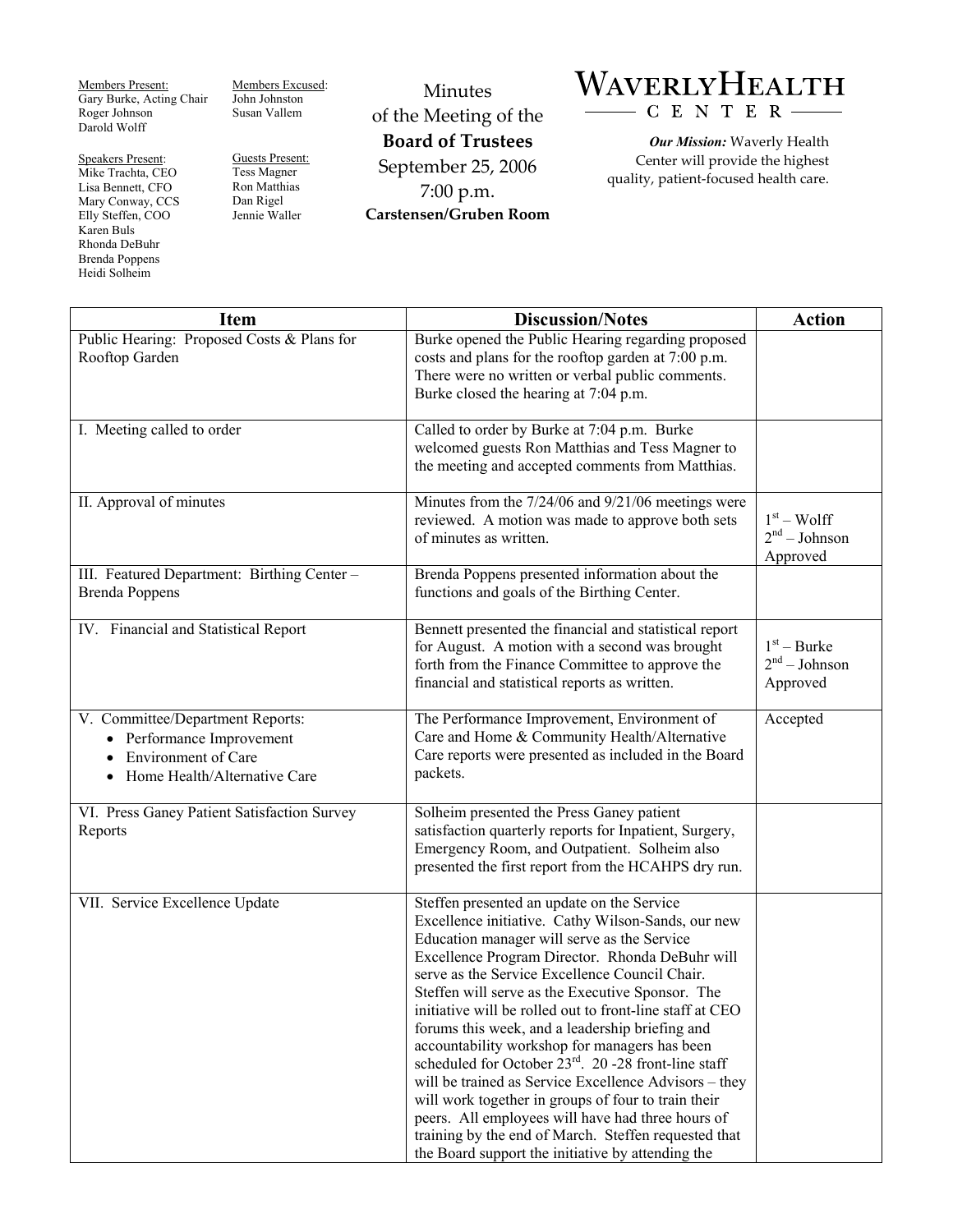Members Present:
Gary Burke, Acting Chair
Roger Johnson
Darold Wolff

Members Excused:
John Johnston
Susan Vallem

Speakers Present:
Mike Trachta, CEO
Lisa Bennett, CFO
Mary Conway, CCS
Elly Steffen, COO
Karen Buls
Rhonda DeBuhr
Brenda Poppens
Heidi Solheim

Guests Present:
Tess Magner
Ron Matthias
Dan Rigel
Jennie Waller

# Minutes of the Meeting of the Board of Trustees

September 25, 2006
7:00 p.m.
**Carstensen/Gruben Room**

**WAVERLY HEALTH CENTER**

***Our Mission:*** Waverly Health Center will provide the highest quality, patient-focused health care.

| Item | Discussion/Notes | Action |
|---|---|---|
| Public Hearing: Proposed Costs & Plans for Rooftop Garden | Burke opened the Public Hearing regarding proposed costs and plans for the rooftop garden at 7:00 p.m. There were no written or verbal public comments. Burke closed the hearing at 7:04 p.m. | |
| I. Meeting called to order | Called to order by Burke at 7:04 p.m. Burke welcomed guests Ron Matthias and Tess Magner to the meeting and accepted comments from Matthias. | |
| II. Approval of minutes | Minutes from the 7/24/06 and 9/21/06 meetings were reviewed. A motion was made to approve both sets of minutes as written. | 1st – Wolff<br>2nd – Johnson<br>Approved |
| III. Featured Department: Birthing Center – Brenda Poppens | Brenda Poppens presented information about the functions and goals of the Birthing Center. | |
| IV. Financial and Statistical Report | Bennett presented the financial and statistical report for August. A motion with a second was brought forth from the Finance Committee to approve the financial and statistical reports as written. | 1st – Burke<br>2nd – Johnson<br>Approved |
| V. Committee/Department Reports:<br>• Performance Improvement<br>• Environment of Care<br>• Home Health/Alternative Care | The Performance Improvement, Environment of Care and Home & Community Health/Alternative Care reports were presented as included in the Board packets. | Accepted |
| VI. Press Ganey Patient Satisfaction Survey Reports | Solheim presented the Press Ganey patient satisfaction quarterly reports for Inpatient, Surgery, Emergency Room, and Outpatient. Solheim also presented the first report from the HCAHPS dry run. | |
| VII. Service Excellence Update | Steffen presented an update on the Service Excellence initiative. Cathy Wilson-Sands, our new Education manager will serve as the Service Excellence Program Director. Rhonda DeBuhr will serve as the Service Excellence Council Chair. Steffen will serve as the Executive Sponsor. The initiative will be rolled out to front-line staff at CEO forums this week, and a leadership briefing and accountability workshop for managers has been scheduled for October 23rd. 20 -28 front-line staff will be trained as Service Excellence Advisors – they will work together in groups of four to train their peers. All employees will have had three hours of training by the end of March. Steffen requested that the Board support the initiative by attending the | |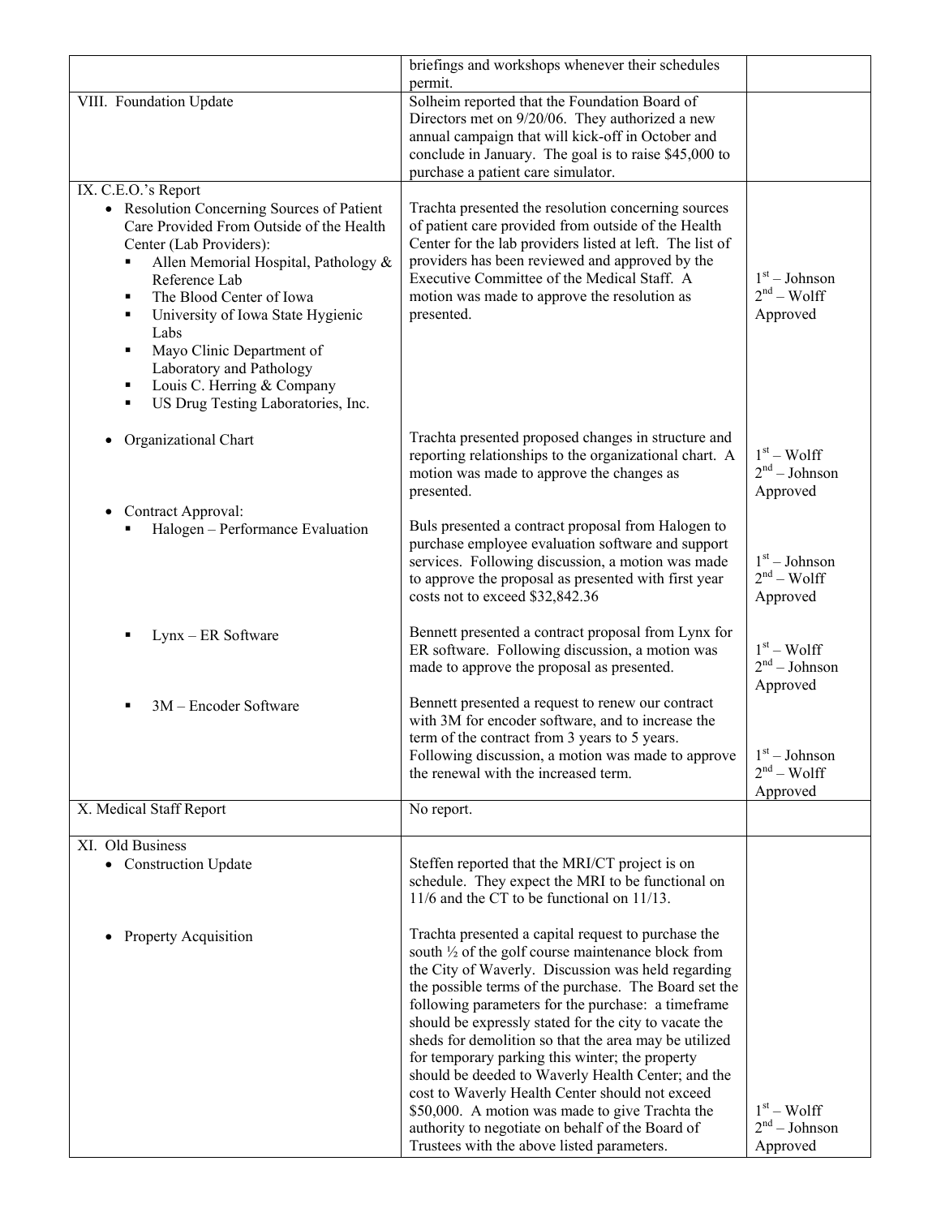| | | |
|---|---|---|
| | briefings and workshops whenever their schedules permit. | |
| VIII. Foundation Update | Solheim reported that the Foundation Board of Directors met on 9/20/06. They authorized a new annual campaign that will kick-off in October and conclude in January. The goal is to raise $45,000 to purchase a patient care simulator. | |
| IX. C.E.O.'s Report<br>• Resolution Concerning Sources of Patient Care Provided From Outside of the Health Center (Lab Providers):<br>▪ Allen Memorial Hospital, Pathology & Reference Lab<br>▪ The Blood Center of Iowa<br>▪ University of Iowa State Hygienic Labs<br>▪ Mayo Clinic Department of Laboratory and Pathology<br>▪ Louis C. Herring & Company<br>▪ US Drug Testing Laboratories, Inc. | Trachta presented the resolution concerning sources of patient care provided from outside of the Health Center for the lab providers listed at left. The list of providers has been reviewed and approved by the Executive Committee of the Medical Staff. A motion was made to approve the resolution as presented. | 1st – Johnson<br>2nd – Wolff<br>Approved |
| • Organizational Chart | Trachta presented proposed changes in structure and reporting relationships to the organizational chart. A motion was made to approve the changes as presented. | 1st – Wolff<br>2nd – Johnson<br>Approved |
| • Contract Approval:<br>▪ Halogen – Performance Evaluation | Buls presented a contract proposal from Halogen to purchase employee evaluation software and support services. Following discussion, a motion was made to approve the proposal as presented with first year costs not to exceed $32,842.36 | 1st – Johnson<br>2nd – Wolff<br>Approved |
| ▪ Lynx – ER Software | Bennett presented a contract proposal from Lynx for ER software. Following discussion, a motion was made to approve the proposal as presented. | 1st – Wolff<br>2nd – Johnson<br>Approved |
| ▪ 3M – Encoder Software | Bennett presented a request to renew our contract with 3M for encoder software, and to increase the term of the contract from 3 years to 5 years. Following discussion, a motion was made to approve the renewal with the increased term. | 1st – Johnson<br>2nd – Wolff<br>Approved |
| X. Medical Staff Report | No report. | |
| XI. Old Business<br>• Construction Update | Steffen reported that the MRI/CT project is on schedule. They expect the MRI to be functional on 11/6 and the CT to be functional on 11/13. | |
| • Property Acquisition | Trachta presented a capital request to purchase the south ½ of the golf course maintenance block from the City of Waverly. Discussion was held regarding the possible terms of the purchase. The Board set the following parameters for the purchase: a timeframe should be expressly stated for the city to vacate the sheds for demolition so that the area may be utilized for temporary parking this winter; the property should be deeded to Waverly Health Center; and the cost to Waverly Health Center should not exceed $50,000. A motion was made to give Trachta the authority to negotiate on behalf of the Board of Trustees with the above listed parameters. | 1st – Wolff<br>2nd – Johnson<br>Approved |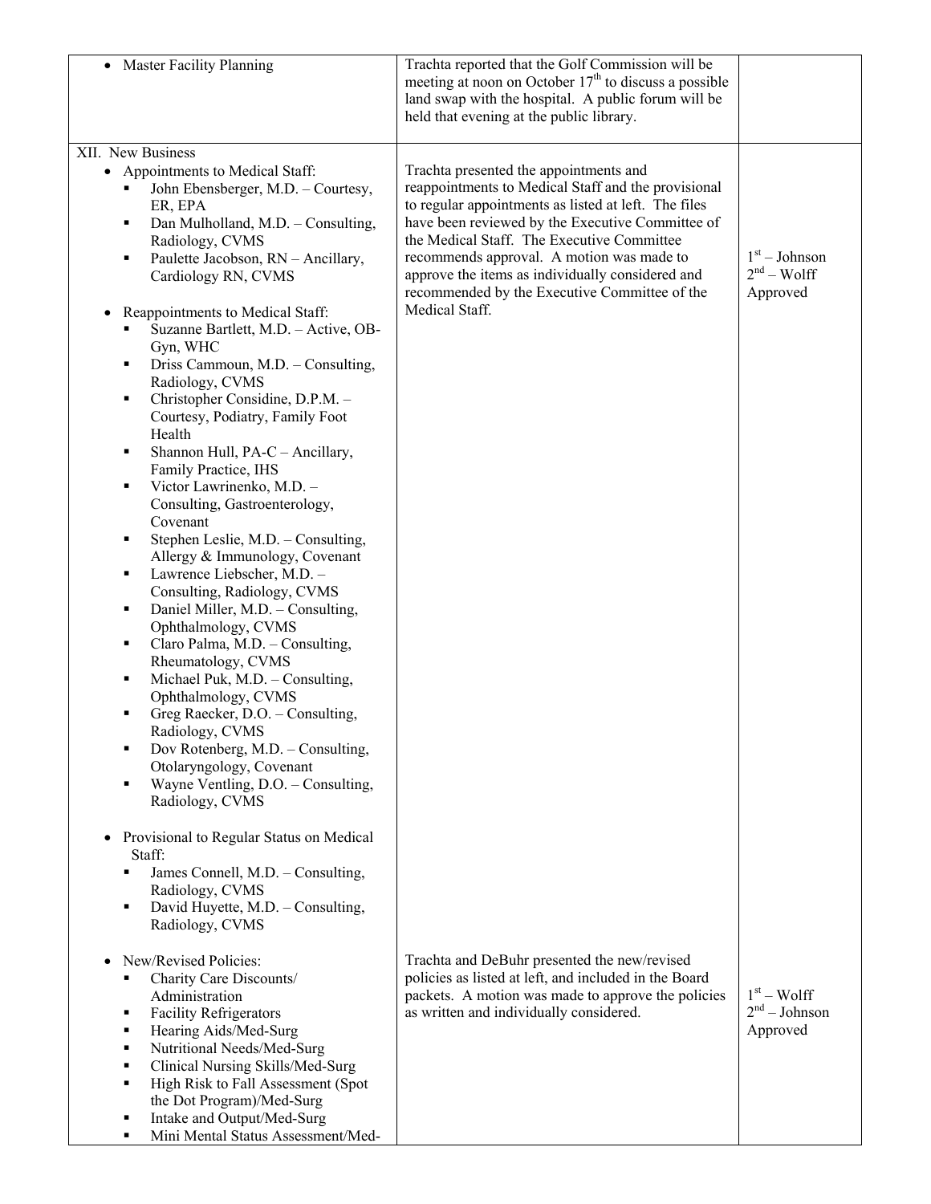| | | |
|---|---|---|
| • Master Facility Planning | Trachta reported that the Golf Commission will be meeting at noon on October 17th to discuss a possible land swap with the hospital. A public forum will be held that evening at the public library. | |
| XII. New Business<br>• Appointments to Medical Staff:<br>▪ John Ebensberger, M.D. – Courtesy, ER, EPA<br>▪ Dan Mulholland, M.D. – Consulting, Radiology, CVMS<br>▪ Paulette Jacobson, RN – Ancillary, Cardiology RN, CVMS<br><br>• Reappointments to Medical Staff:<br>▪ Suzanne Bartlett, M.D. – Active, OB-Gyn, WHC<br>▪ Driss Cammoun, M.D. – Consulting, Radiology, CVMS<br>▪ Christopher Considine, D.P.M. – Courtesy, Podiatry, Family Foot Health<br>▪ Shannon Hull, PA-C – Ancillary, Family Practice, IHS<br>▪ Victor Lawrinenko, M.D. – Consulting, Gastroenterology, Covenant<br>▪ Stephen Leslie, M.D. – Consulting, Allergy & Immunology, Covenant<br>▪ Lawrence Liebscher, M.D. – Consulting, Radiology, CVMS<br>▪ Daniel Miller, M.D. – Consulting, Ophthalmology, CVMS<br>▪ Claro Palma, M.D. – Consulting, Rheumatology, CVMS<br>▪ Michael Puk, M.D. – Consulting, Ophthalmology, CVMS<br>▪ Greg Raecker, D.O. – Consulting, Radiology, CVMS<br>▪ Dov Rotenberg, M.D. – Consulting, Otolaryngology, Covenant<br>▪ Wayne Ventling, D.O. – Consulting, Radiology, CVMS<br><br>• Provisional to Regular Status on Medical Staff:<br>▪ James Connell, M.D. – Consulting, Radiology, CVMS<br>▪ David Huyette, M.D. – Consulting, Radiology, CVMS | Trachta presented the appointments and reappointments to Medical Staff and the provisional to regular appointments as listed at left. The files have been reviewed by the Executive Committee of the Medical Staff. The Executive Committee recommends approval. A motion was made to approve the items as individually considered and recommended by the Executive Committee of the Medical Staff. | 1st – Johnson<br>2nd – Wolff<br>Approved |
| • New/Revised Policies:<br>▪ Charity Care Discounts/ Administration<br>▪ Facility Refrigerators<br>▪ Hearing Aids/Med-Surg<br>▪ Nutritional Needs/Med-Surg<br>▪ Clinical Nursing Skills/Med-Surg<br>▪ High Risk to Fall Assessment (Spot the Dot Program)/Med-Surg<br>▪ Intake and Output/Med-Surg<br>▪ Mini Mental Status Assessment/Med- | Trachta and DeBuhr presented the new/revised policies as listed at left, and included in the Board packets. A motion was made to approve the policies as written and individually considered. | 1st – Wolff<br>2nd – Johnson<br>Approved |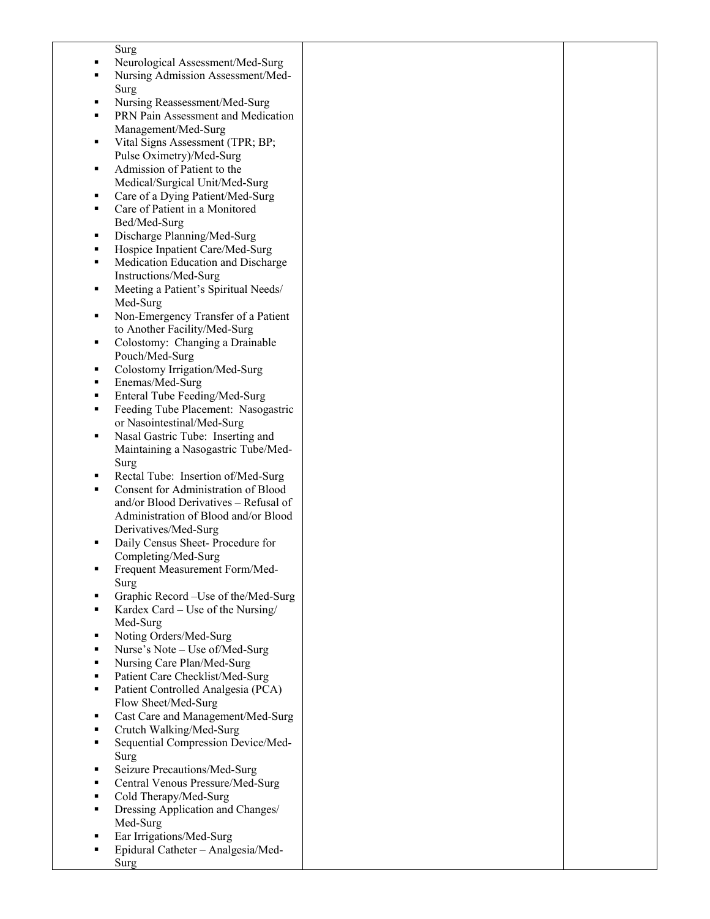| | | |
|---|---|---|
| Surg<br>▪ Neurological Assessment/Med-Surg<br>▪ Nursing Admission Assessment/Med-Surg<br>▪ Nursing Reassessment/Med-Surg<br>▪ PRN Pain Assessment and Medication Management/Med-Surg<br>▪ Vital Signs Assessment (TPR; BP; Pulse Oximetry)/Med-Surg<br>▪ Admission of Patient to the Medical/Surgical Unit/Med-Surg<br>▪ Care of a Dying Patient/Med-Surg<br>▪ Care of Patient in a Monitored Bed/Med-Surg<br>▪ Discharge Planning/Med-Surg<br>▪ Hospice Inpatient Care/Med-Surg<br>▪ Medication Education and Discharge Instructions/Med-Surg<br>▪ Meeting a Patient's Spiritual Needs/ Med-Surg<br>▪ Non-Emergency Transfer of a Patient to Another Facility/Med-Surg<br>▪ Colostomy: Changing a Drainable Pouch/Med-Surg<br>▪ Colostomy Irrigation/Med-Surg<br>▪ Enemas/Med-Surg<br>▪ Enteral Tube Feeding/Med-Surg<br>▪ Feeding Tube Placement: Nasogastric or Nasointestinal/Med-Surg<br>▪ Nasal Gastric Tube: Inserting and Maintaining a Nasogastric Tube/Med-Surg<br>▪ Rectal Tube: Insertion of/Med-Surg<br>▪ Consent for Administration of Blood and/or Blood Derivatives – Refusal of Administration of Blood and/or Blood Derivatives/Med-Surg<br>▪ Daily Census Sheet- Procedure for Completing/Med-Surg<br>▪ Frequent Measurement Form/Med-Surg<br>▪ Graphic Record –Use of the/Med-Surg<br>▪ Kardex Card – Use of the Nursing/ Med-Surg<br>▪ Noting Orders/Med-Surg<br>▪ Nurse's Note – Use of/Med-Surg<br>▪ Nursing Care Plan/Med-Surg<br>▪ Patient Care Checklist/Med-Surg<br>▪ Patient Controlled Analgesia (PCA) Flow Sheet/Med-Surg<br>▪ Cast Care and Management/Med-Surg<br>▪ Crutch Walking/Med-Surg<br>▪ Sequential Compression Device/Med-Surg<br>▪ Seizure Precautions/Med-Surg<br>▪ Central Venous Pressure/Med-Surg<br>▪ Cold Therapy/Med-Surg<br>▪ Dressing Application and Changes/ Med-Surg<br>▪ Ear Irrigations/Med-Surg<br>▪ Epidural Catheter – Analgesia/Med-Surg | | |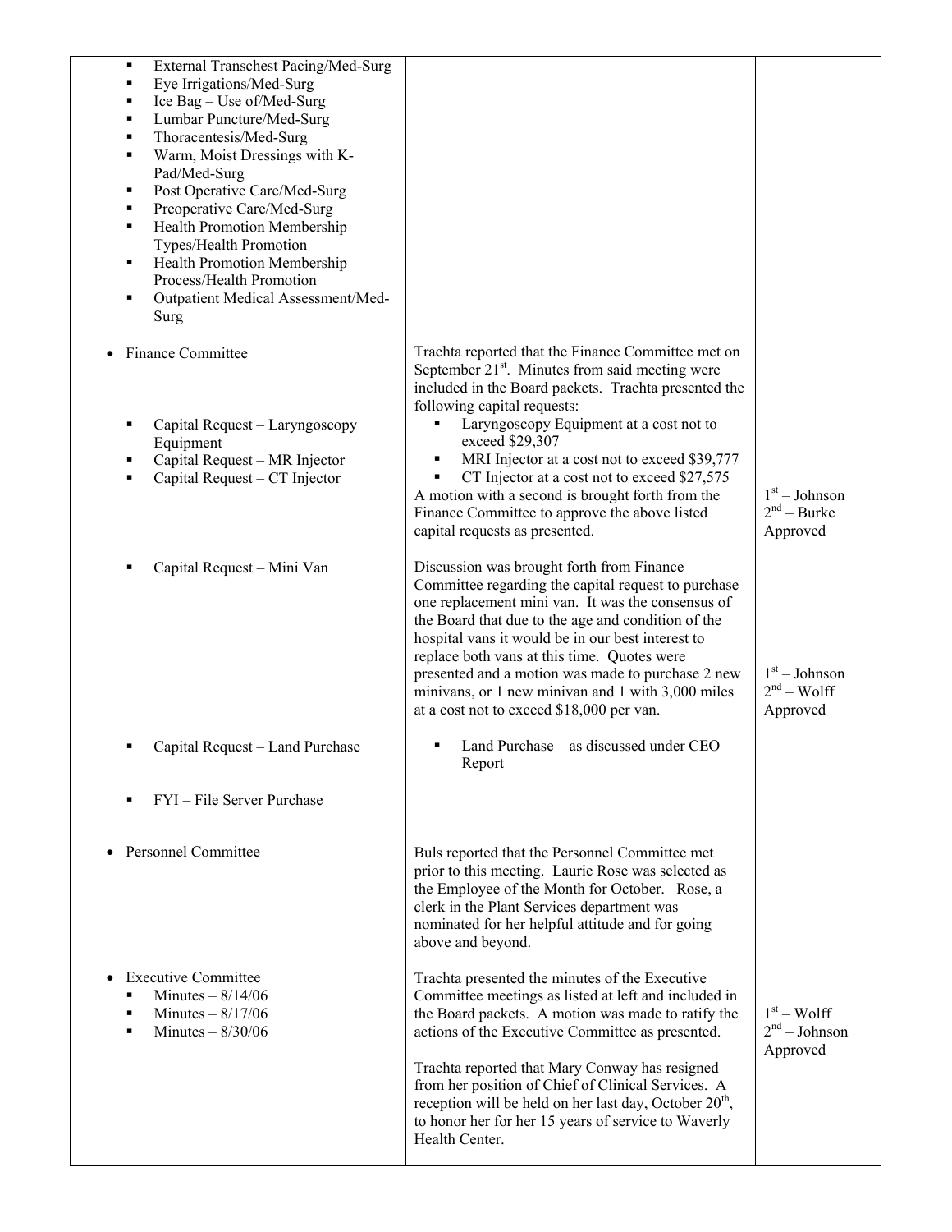| | | |
|---|---|---|
| ▪ External Transchest Pacing/Med-Surg<br>▪ Eye Irrigations/Med-Surg<br>▪ Ice Bag – Use of/Med-Surg<br>▪ Lumbar Puncture/Med-Surg<br>▪ Thoracentesis/Med-Surg<br>▪ Warm, Moist Dressings with K-Pad/Med-Surg<br>▪ Post Operative Care/Med-Surg<br>▪ Preoperative Care/Med-Surg<br>▪ Health Promotion Membership Types/Health Promotion<br>▪ Health Promotion Membership Process/Health Promotion<br>▪ Outpatient Medical Assessment/Med-Surg | | |
| • Finance Committee<br><br>▪ Capital Request – Laryngoscopy Equipment<br>▪ Capital Request – MR Injector<br>▪ Capital Request – CT Injector | Trachta reported that the Finance Committee met on September 21st. Minutes from said meeting were included in the Board packets. Trachta presented the following capital requests:<br>▪ Laryngoscopy Equipment at a cost not to exceed $29,307<br>▪ MRI Injector at a cost not to exceed $39,777<br>▪ CT Injector at a cost not to exceed $27,575<br>A motion with a second is brought forth from the Finance Committee to approve the above listed capital requests as presented. | 1st – Johnson<br>2nd – Burke<br>Approved |
| ▪ Capital Request – Mini Van | Discussion was brought forth from Finance Committee regarding the capital request to purchase one replacement mini van. It was the consensus of the Board that due to the age and condition of the hospital vans it would be in our best interest to replace both vans at this time. Quotes were presented and a motion was made to purchase 2 new minivans, or 1 new minivan and 1 with 3,000 miles at a cost not to exceed $18,000 per van. | 1st – Johnson<br>2nd – Wolff<br>Approved |
| ▪ Capital Request – Land Purchase | ▪ Land Purchase – as discussed under CEO Report | |
| ▪ FYI – File Server Purchase | | |
| • Personnel Committee | Buls reported that the Personnel Committee met prior to this meeting. Laurie Rose was selected as the Employee of the Month for October. Rose, a clerk in the Plant Services department was nominated for her helpful attitude and for going above and beyond. | |
| • Executive Committee<br>▪ Minutes – 8/14/06<br>▪ Minutes – 8/17/06<br>▪ Minutes – 8/30/06 | Trachta presented the minutes of the Executive Committee meetings as listed at left and included in the Board packets. A motion was made to ratify the actions of the Executive Committee as presented.<br><br>Trachta reported that Mary Conway has resigned from her position of Chief of Clinical Services. A reception will be held on her last day, October 20th, to honor her for her 15 years of service to Waverly Health Center. | 1st – Wolff<br>2nd – Johnson<br>Approved |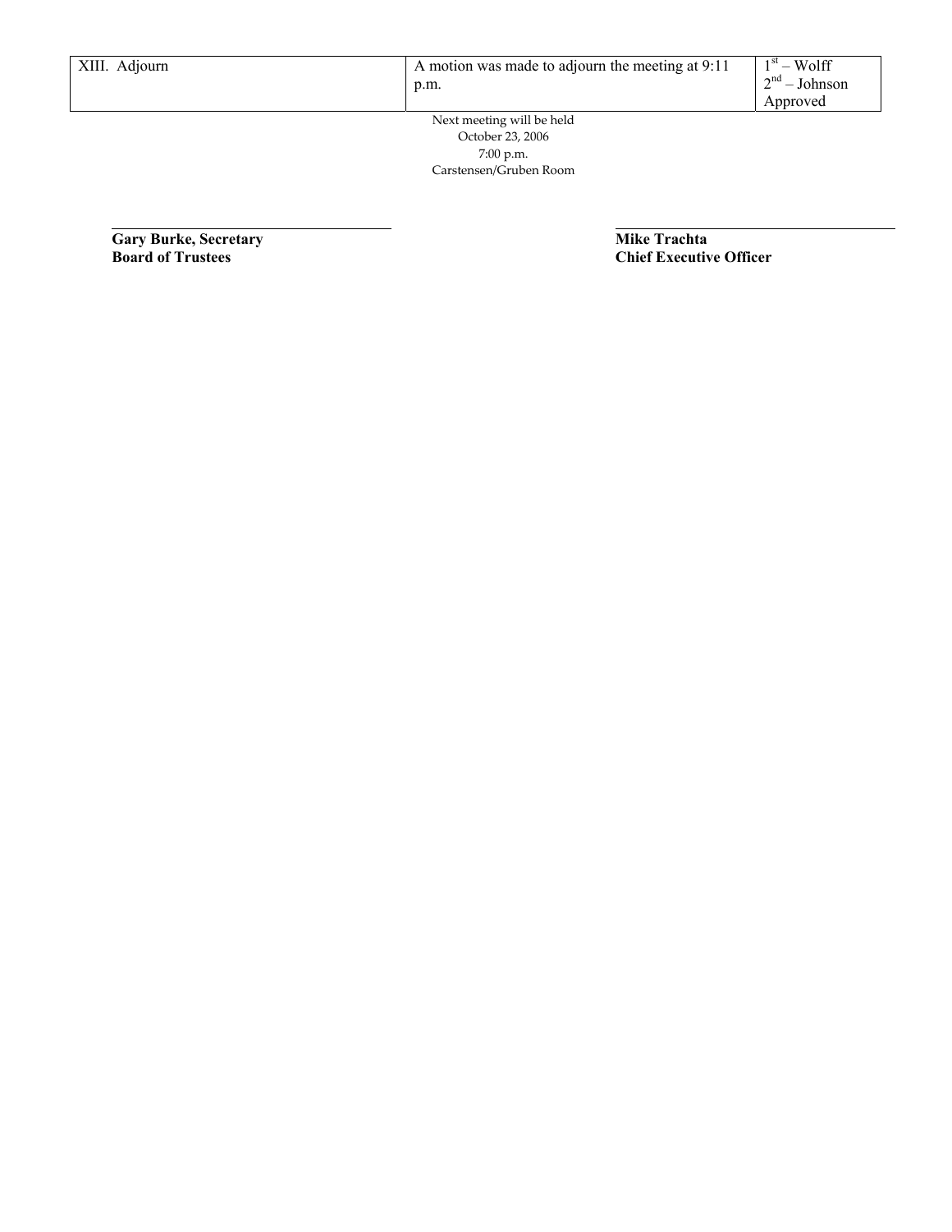| | | |
|---|---|---|
| XIII. Adjourn | A motion was made to adjourn the meeting at 9:11 p.m. | 1st – Wolff<br>2nd – Johnson<br>Approved |

Next meeting will be held
October 23, 2006
7:00 p.m.
Carstensen/Gruben Room

**Gary Burke, Secretary**
**Board of Trustees**

**Mike Trachta**
**Chief Executive Officer**